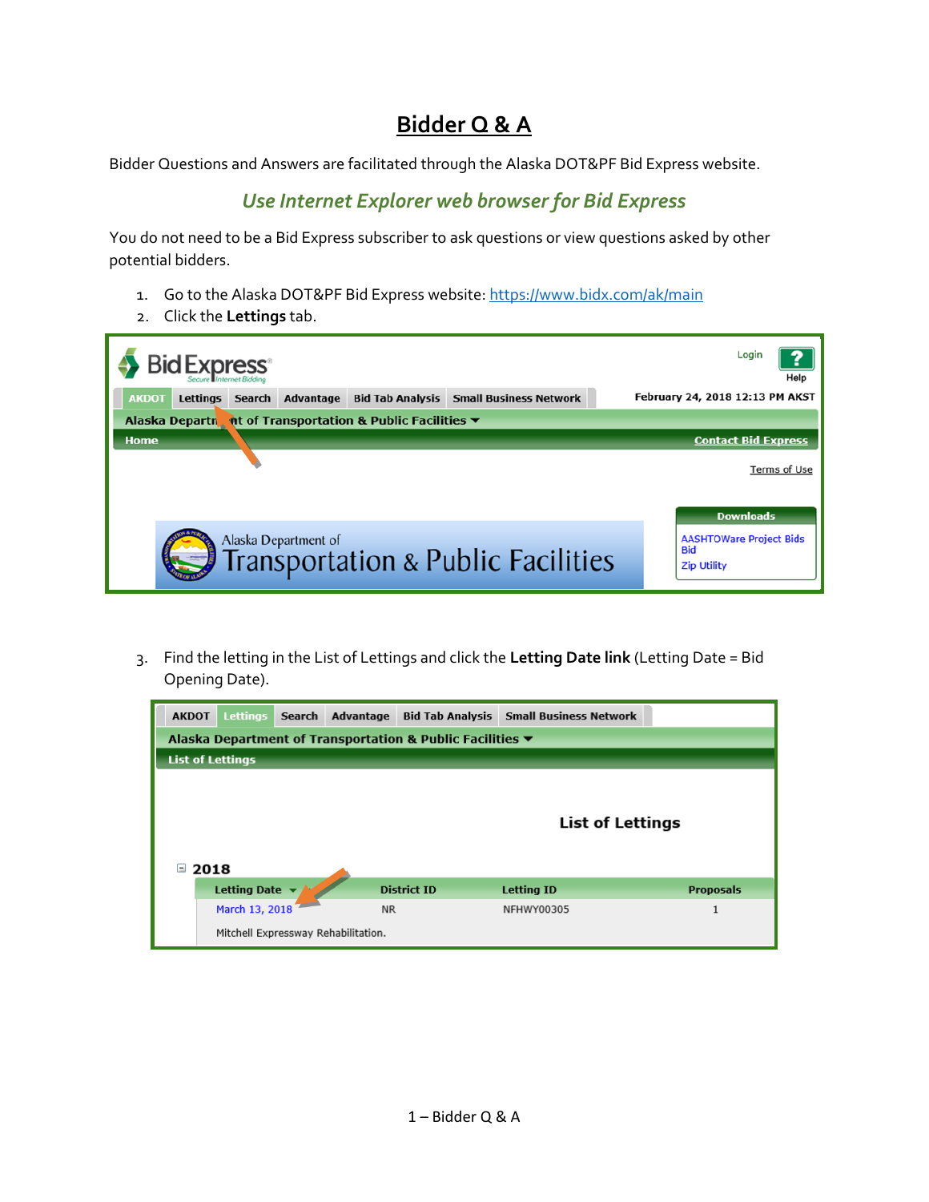# Bidder Q & A

Bidder Questions and Answers are facilitated through the Alaska DOT&PF Bid Express website.

## *Use Internet Explorer web browser for Bid Express*

You do not need to be a Bid Express subscriber to ask questions or view questions asked by other potential bidders.

1. Go to the Alaska DOT&PF Bid Express website: https://www.bidx.com/ak/main
2. Click the **Lettings** tab.

3. Find the letting in the List of Lettings and click the **Letting Date link** (Letting Date = Bid Opening Date).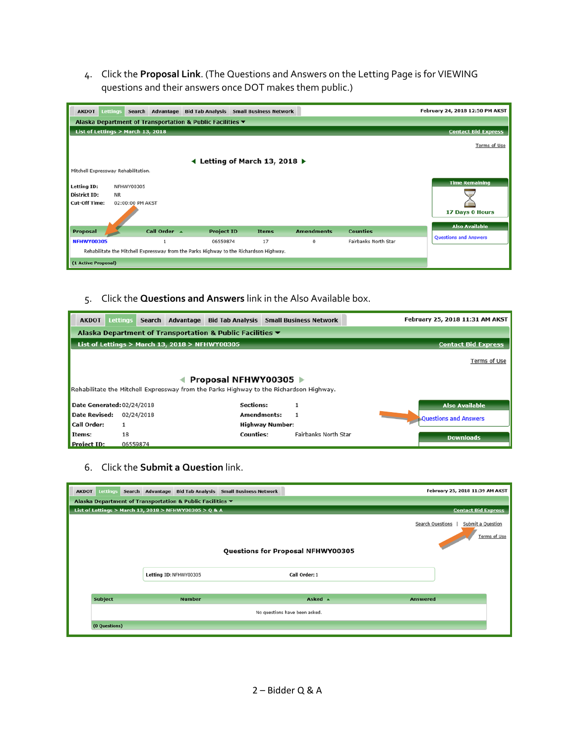4. Click the **Proposal Link**. (The Questions and Answers on the Letting Page is for VIEWING questions and their answers once DOT makes them public.)

AKDOT | Lettings | Search | Advantage | Bid Tab Analysis | Small Business Network — February 24, 2018 12:50 PM AKST

Alaska Department of Transportation & Public Facilities

List of Lettings > March 13, 2018 — Contact Bid Express

Terms of Use

**Letting of March 13, 2018**

Mitchell Expressway Rehabilitation.

Letting ID: NFHWY00305
District ID: NR
Cut-Off Time: 02:00:00 PM AKST

Time Remaining: 17 Days 0 Hours

Also Available: Questions and Answers

| Proposal | Call Order | Project ID | Items | Amendments | Counties |
|---|---|---|---|---|---|
| NFHWY00305 | 1 | 06559874 | 17 | 0 | Fairbanks North Star |

Rehabilitate the Mitchell Expressway from the Parks Highway to the Richardson Highway.

(1 Active Proposal)

5. Click the **Questions and Answers** link in the Also Available box.

AKDOT | Lettings | Search | Advantage | Bid Tab Analysis | Small Business Network — February 25, 2018 11:31 AM AKST

Alaska Department of Transportation & Public Facilities

List of Lettings > March 13, 2018 > NFHWY00305 — Contact Bid Express

Terms of Use

**Proposal NFHWY00305**

Rehabilitate the Mitchell Expressway from the Parks Highway to the Richardson Highway.

Date Generated: 02/24/2018
Date Revised: 02/24/2018
Call Order: 1
Items: 18
Project ID: 06559874

Sections: 1
Amendments: 1
Highway Number:
Counties: Fairbanks North Star

Also Available: Questions and Answers

Downloads

6. Click the **Submit a Question** link.

AKDOT | Lettings | Search | Advantage | Bid Tab Analysis | Small Business Network — February 25, 2018 11:39 AM AKST

Alaska Department of Transportation & Public Facilities

List of Lettings > March 13, 2018 > NFHWY00305 > Q & A — Contact Bid Express

Search Questions | Submit a Question

Terms of Use

**Questions for Proposal NFHWY00305**

Letting ID: NFHWY00305 — Call Order: 1

| Subject | Number | Asked | Answered |
|---|---|---|---|
| No questions have been asked. | | | |

(0 Questions)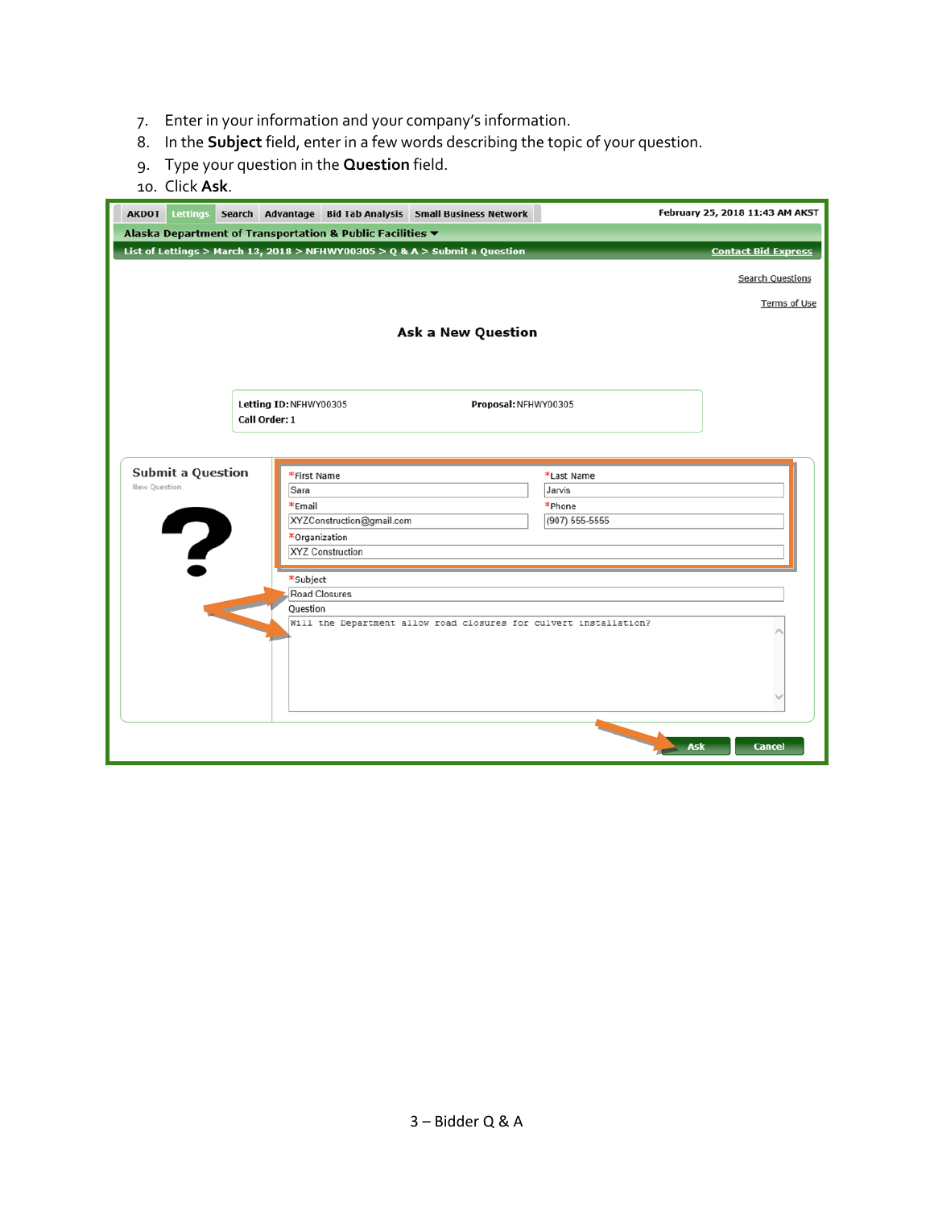7. Enter in your information and your company's information.
8. In the **Subject** field, enter in a few words describing the topic of your question.
9. Type your question in the **Question** field.
10. Click **Ask**.

AKDOT | Lettings | Search | Advantage | Bid Tab Analysis | Small Business Network

February 25, 2018 11:43 AM AKST

Alaska Department of Transportation & Public Facilities

List of Lettings > March 13, 2018 > NFHWY00305 > Q & A > Submit a Question

Contact Bid Express

Search Questions

Terms of Use

**Ask a New Question**

**Letting ID:** NFHWY00305

**Proposal:** NFHWY00305

**Call Order:** 1

**Submit a Question**

New Question

*First Name: Sara

*Last Name: Jarvis

*Email: XYZConstruction@gmail.com

*Phone: (907) 555-5555

*Organization: XYZ Construction

*Subject: Road Closures

Question: Will the Department allow road closures for culvert installation?

Ask | Cancel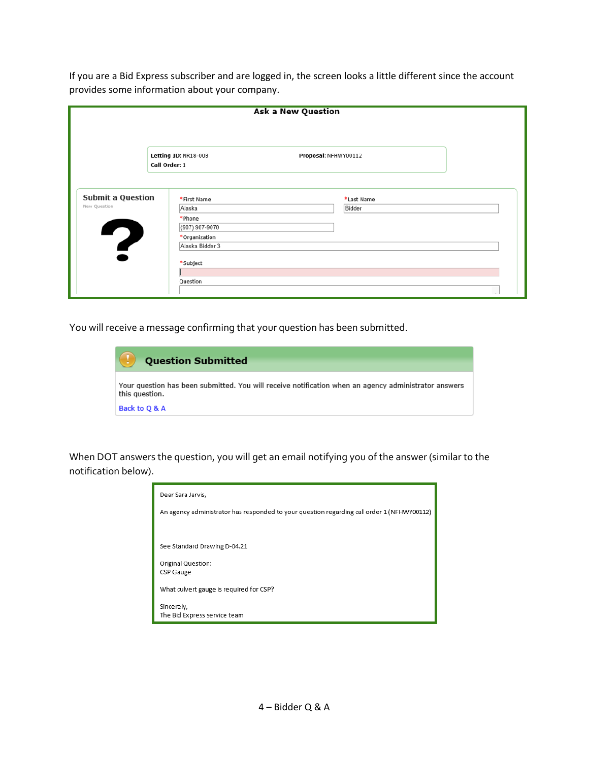If you are a Bid Express subscriber and are logged in, the screen looks a little different since the account provides some information about your company.

**Ask a New Question**

**Letting ID:** NR18-008 **Proposal:** NFHWY00112
**Call Order:** 1

**Submit a Question**
New Question

*First Name: Alaska
*Last Name: Bidder
*Phone: (907) 907-9070
*Organization: Alaska Bidder 3
*Subject:
Question:

You will receive a message confirming that your question has been submitted.

**Question Submitted**

Your question has been submitted. You will receive notification when an agency administrator answers this question.

Back to Q & A

When DOT answers the question, you will get an email notifying you of the answer (similar to the notification below).

Dear Sara Jarvis,

An agency administrator has responded to your question regarding call order 1 (NFHWY00112)

See Standard Drawing D-04.21

Original Question:
CSP Gauge

What culvert gauge is required for CSP?

Sincerely,
The Bid Express service team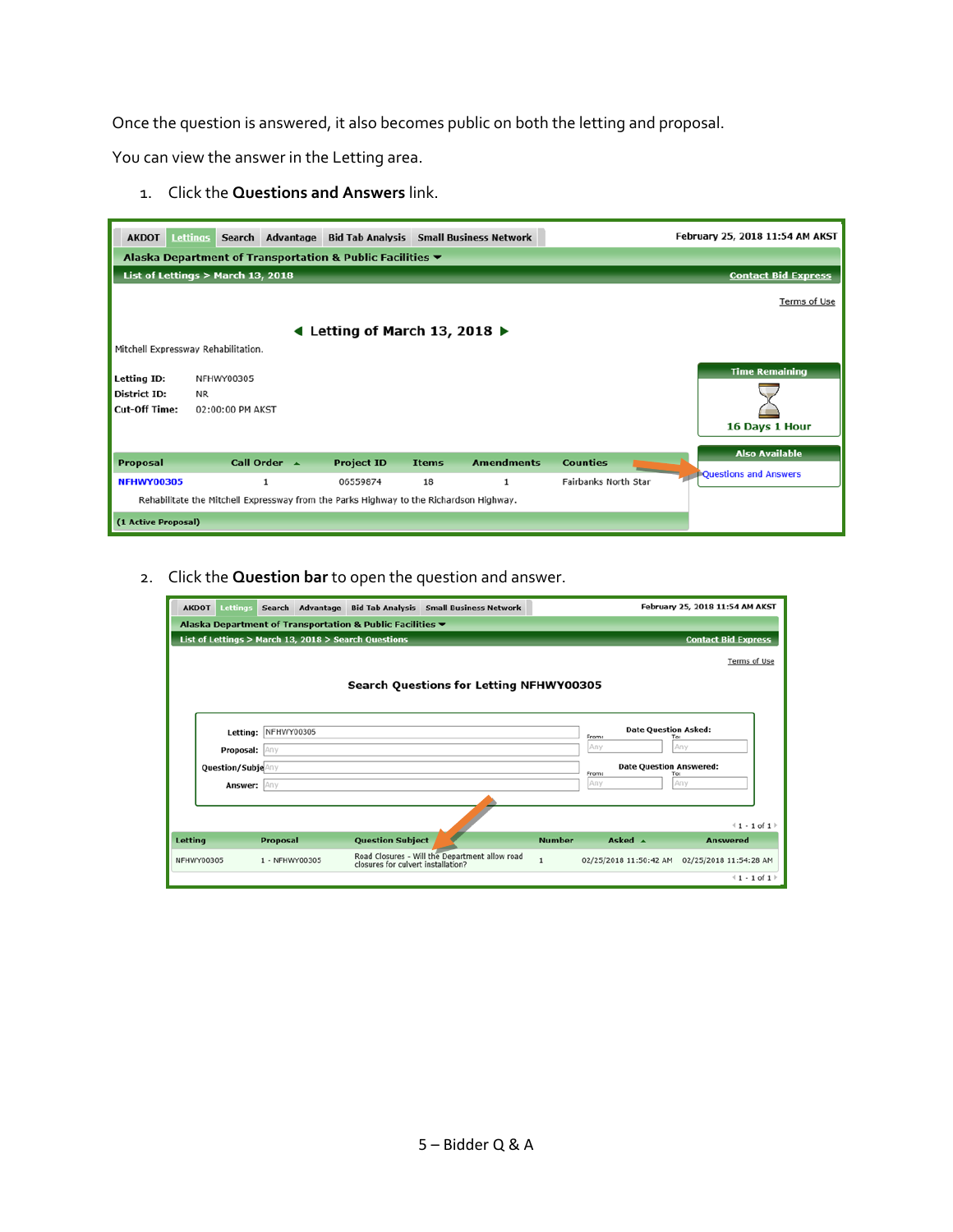Once the question is answered, it also becomes public on both the letting and proposal.

You can view the answer in the Letting area.

1. Click the **Questions and Answers** link.

2. Click the **Question bar** to open the question and answer.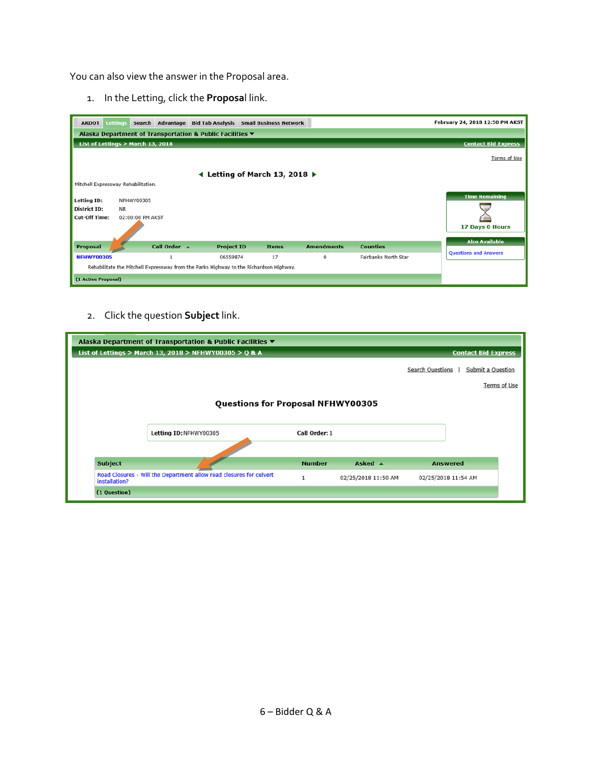You can also view the answer in the Proposal area.

1. In the Letting, click the **Proposal** link.

AKDOT | Lettings | Search | Advantage | Bid Tab Analysis | Small Business Network

February 24, 2018 12:50 PM AKST

Alaska Department of Transportation & Public Facilities

List of Lettings > March 13, 2018

Contact Bid Express

Terms of Use

Letting of March 13, 2018

Mitchell Expressway Rehabilitation.

Letting ID: NFHWY00305
District ID: NR
Cut-Off Time: 02:00:00 PM AKST

Time Remaining
17 Days 0 Hours

Also Available
Questions and Answers

| Proposal | Call Order | Project ID | Items | Amendments | Counties |
|---|---|---|---|---|---|
| NFHWY00305 | 1 | 06559874 | 17 | 0 | Fairbanks North Star |

Rehabilitate the Mitchell Expressway from the Parks Highway to the Richardson Highway.

(1 Active Proposal)

2. Click the question **Subject** link.

Alaska Department of Transportation & Public Facilities

List of Lettings > March 13, 2018 > NFHWY00305 > Q & A

Contact Bid Express

Search Questions | Submit a Question

Terms of Use

Questions for Proposal NFHWY00305

Letting ID: NFHWY00305    Call Order: 1

| Subject | Number | Asked | Answered |
|---|---|---|---|
| Road Closures - Will the Department allow road closures for culvert installation? | 1 | 02/25/2018 11:50 AM | 02/25/2018 11:54 AM |

(1 Question)